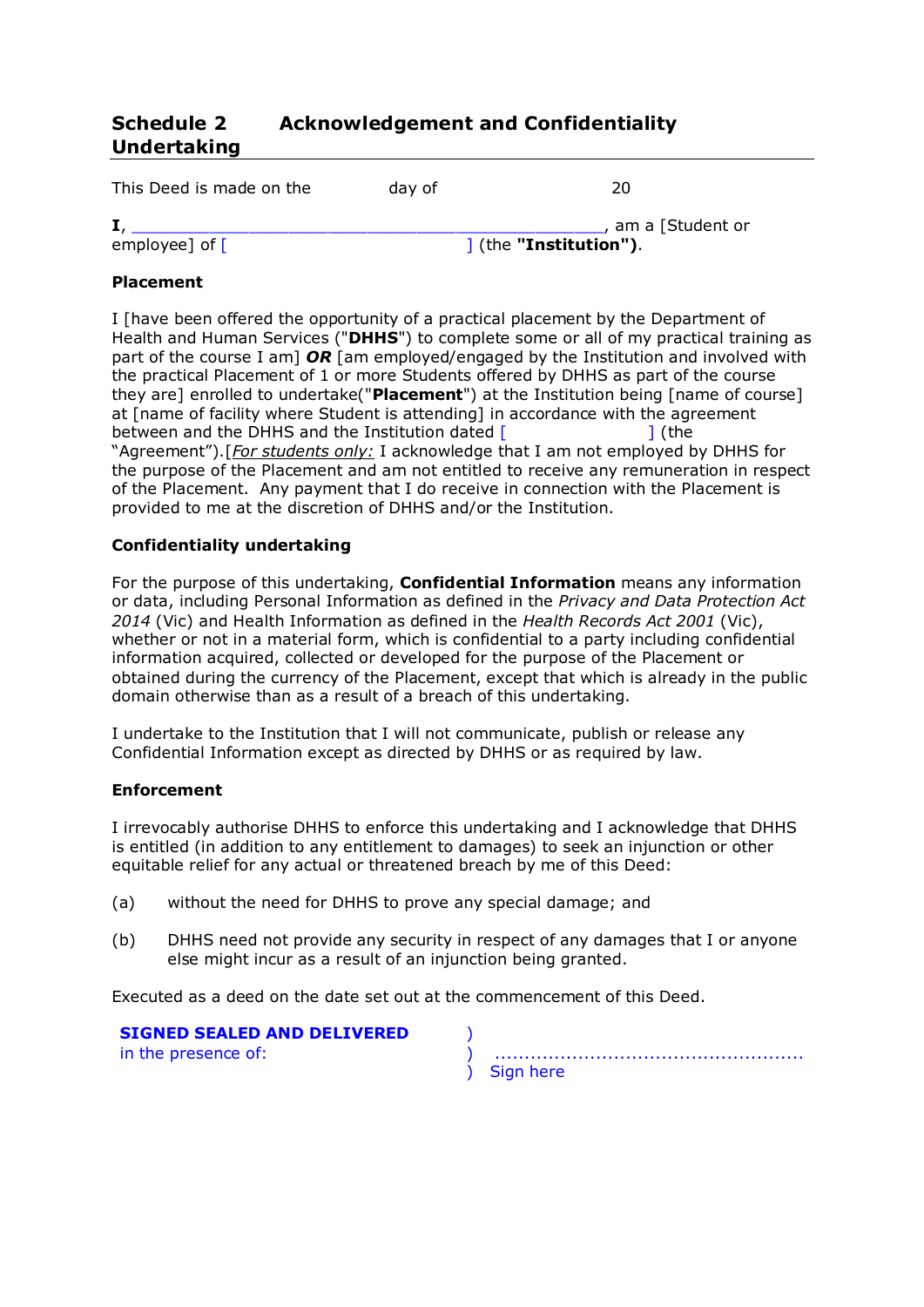## Schedule 2 Acknowledgement and Confidentiality Undertaking

This Deed is made on the day of 20

**I**, ______________________________________________, am a [Student or employee] of [ ] (the **"Institution")**.

**Placement**

I [have been offered the opportunity of a practical placement by the Department of Health and Human Services ("**DHHS**") to complete some or all of my practical training as part of the course I am] ***OR*** [am employed/engaged by the Institution and involved with the practical Placement of 1 or more Students offered by DHHS as part of the course they are] enrolled to undertake("**Placement**") at the Institution being [name of course] at [name of facility where Student is attending] in accordance with the agreement between and the DHHS and the Institution dated [ ] (the "Agreement").[*For students only:* I acknowledge that I am not employed by DHHS for the purpose of the Placement and am not entitled to receive any remuneration in respect of the Placement. Any payment that I do receive in connection with the Placement is provided to me at the discretion of DHHS and/or the Institution.

**Confidentiality undertaking**

For the purpose of this undertaking, **Confidential Information** means any information or data, including Personal Information as defined in the *Privacy and Data Protection Act 2014* (Vic) and Health Information as defined in the *Health Records Act 2001* (Vic), whether or not in a material form, which is confidential to a party including confidential information acquired, collected or developed for the purpose of the Placement or obtained during the currency of the Placement, except that which is already in the public domain otherwise than as a result of a breach of this undertaking.

I undertake to the Institution that I will not communicate, publish or release any Confidential Information except as directed by DHHS or as required by law.

**Enforcement**

I irrevocably authorise DHHS to enforce this undertaking and I acknowledge that DHHS is entitled (in addition to any entitlement to damages) to seek an injunction or other equitable relief for any actual or threatened breach by me of this Deed:

(a) without the need for DHHS to prove any special damage; and

(b) DHHS need not provide any security in respect of any damages that I or anyone else might incur as a result of an injunction being granted.

Executed as a deed on the date set out at the commencement of this Deed.

**SIGNED SEALED AND DELIVERED** )
in the presence of: ) ...................................................
) Sign here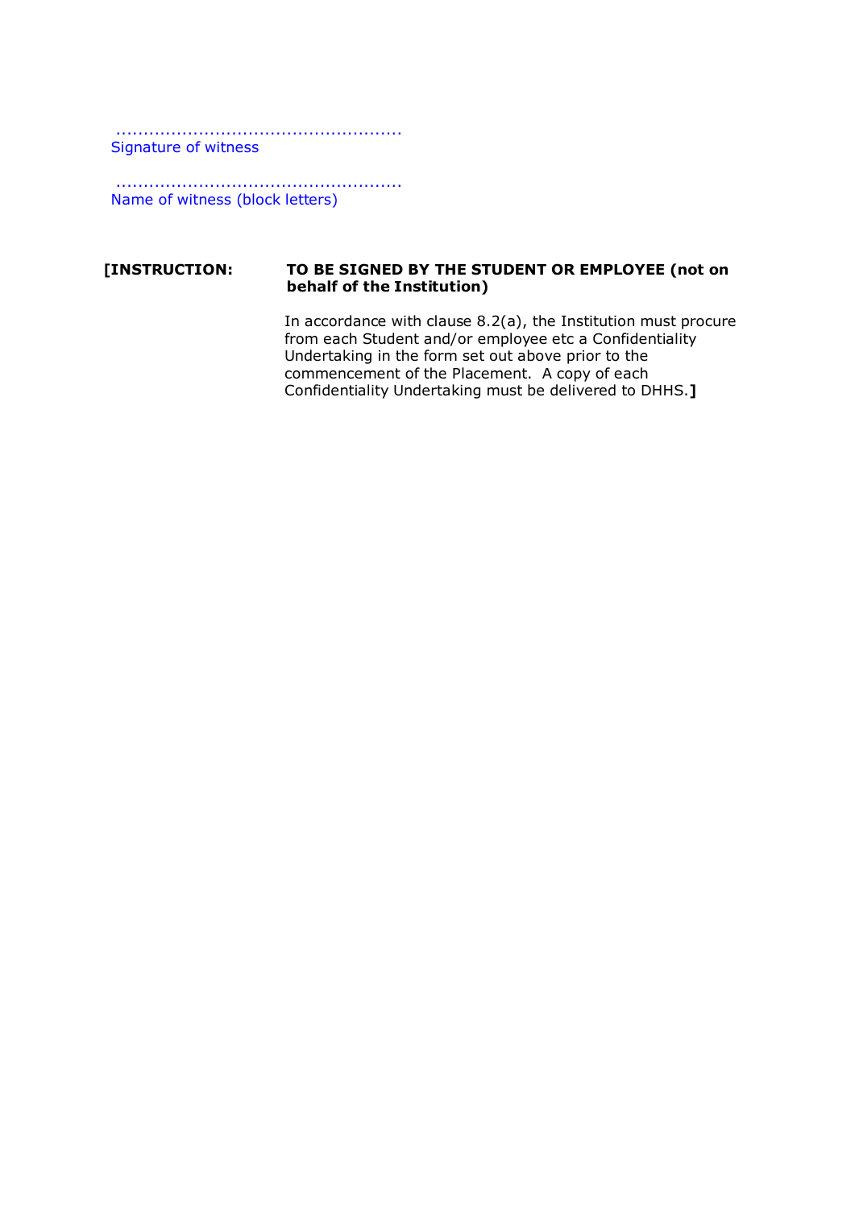...................................................
Signature of witness

...................................................
Name of witness (block letters)

**[INSTRUCTION:** **TO BE SIGNED BY THE STUDENT OR EMPLOYEE (not on behalf of the Institution)**

In accordance with clause 8.2(a), the Institution must procure from each Student and/or employee etc a Confidentiality Undertaking in the form set out above prior to the commencement of the Placement. A copy of each Confidentiality Undertaking must be delivered to DHHS.**]**